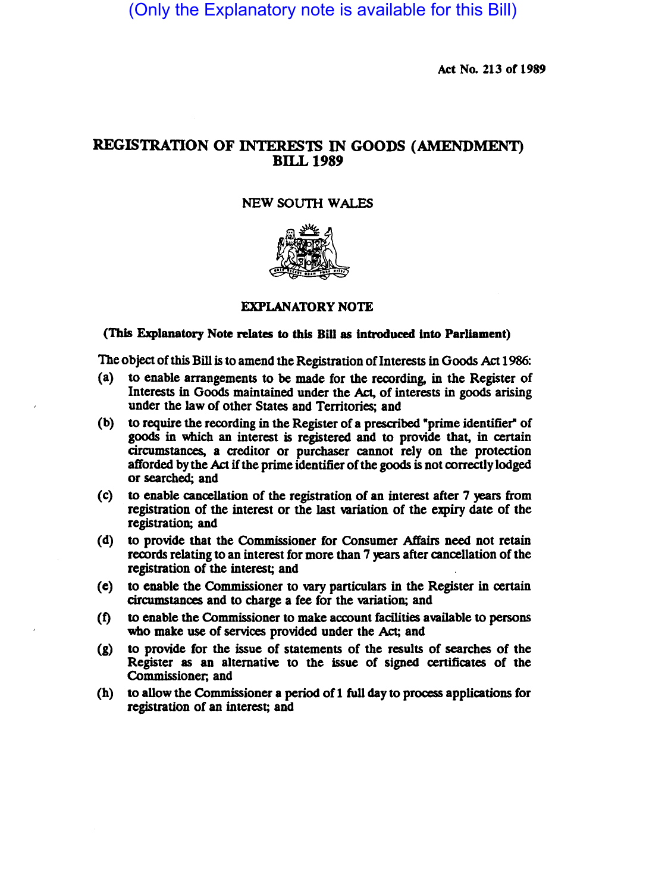(Only the Explanatory note is available for this Bill)

Act No. 213 of 1989

# REGISTRATION OF INTERESTS IN GOODS (AMENDMENT) BILL 1989

NEW SOUTH WALES

## EXPLANATORY NOTE

**(This Explanatory Note relates to this Bill as introduced into Parliament)**

The object of this Bill is to amend the Registration of Interests in Goods Act 1986:

(a) to enable arrangements to be made for the recording, in the Register of Interests in Goods maintained under the Act, of interests in goods arising under the law of other States and Territories; and

(b) to require the recording in the Register of a prescribed "prime identifier" of goods in which an interest is registered and to provide that, in certain circumstances, a creditor or purchaser cannot rely on the protection afforded by the Act if the prime identifier of the goods is not correctly lodged or searched; and

(c) to enable cancellation of the registration of an interest after 7 years from registration of the interest or the last variation of the expiry date of the registration; and

(d) to provide that the Commissioner for Consumer Affairs need not retain records relating to an interest for more than 7 years after cancellation of the registration of the interest; and

(e) to enable the Commissioner to vary particulars in the Register in certain circumstances and to charge a fee for the variation; and

(f) to enable the Commissioner to make account facilities available to persons who make use of services provided under the Act; and

(g) to provide for the issue of statements of the results of searches of the Register as an alternative to the issue of signed certificates of the Commissioner; and

(h) to allow the Commissioner a period of 1 full day to process applications for registration of an interest; and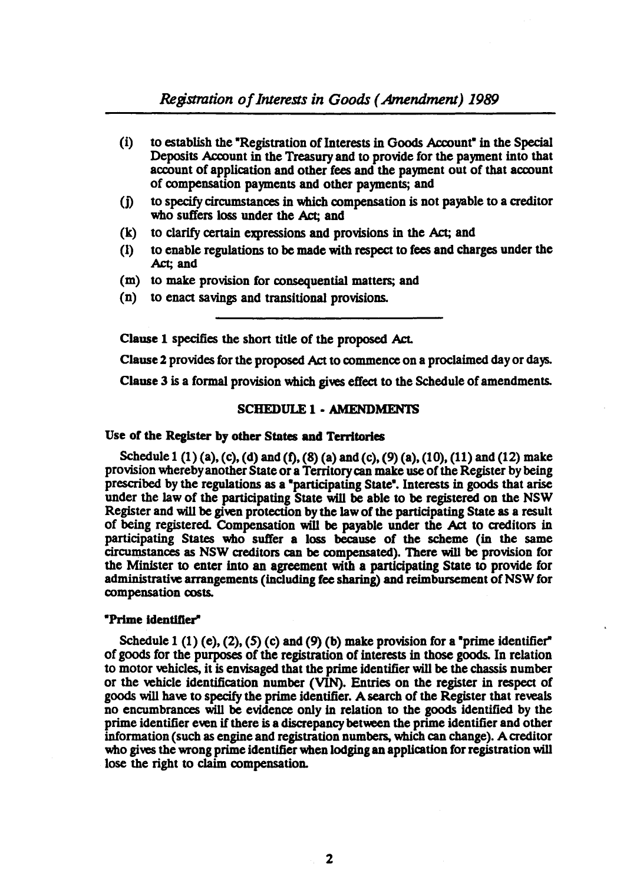(i) to establish the "Registration of Interests in Goods Account" in the Special Deposits Account in the Treasury and to provide for the payment into that account of application and other fees and the payment out of that account of compensation payments and other payments; and

(j) to specify circumstances in which compensation is not payable to a creditor who suffers loss under the Act; and

(k) to clarify certain expressions and provisions in the Act; and

(l) to enable regulations to be made with respect to fees and charges under the Act; and

(m) to make provision for consequential matters; and

(n) to enact savings and transitional provisions.

---

**Clause 1** specifies the short title of the proposed Act.

**Clause 2** provides for the proposed Act to commence on a proclaimed day or days.

**Clause 3** is a formal provision which gives effect to the Schedule of amendments.

## SCHEDULE 1 - AMENDMENTS

### Use of the Register by other States and Territories

Schedule 1 (1) (a), (c), (d) and (f), (8) (a) and (c), (9) (a), (10), (11) and (12) make provision whereby another State or a Territory can make use of the Register by being prescribed by the regulations as a "participating State". Interests in goods that arise under the law of the participating State will be able to be registered on the NSW Register and will be given protection by the law of the participating State as a result of being registered. Compensation will be payable under the Act to creditors in participating States who suffer a loss because of the scheme (in the same circumstances as NSW creditors can be compensated). There will be provision for the Minister to enter into an agreement with a participating State to provide for administrative arrangements (including fee sharing) and reimbursement of NSW for compensation costs.

### "Prime identifier"

Schedule 1 (1) (e), (2), (5) (c) and (9) (b) make provision for a "prime identifier" of goods for the purposes of the registration of interests in those goods. In relation to motor vehicles, it is envisaged that the prime identifier will be the chassis number or the vehicle identification number (VIN). Entries on the register in respect of goods will have to specify the prime identifier. A search of the Register that reveals no encumbrances will be evidence only in relation to the goods identified by the prime identifier even if there is a discrepancy between the prime identifier and other information (such as engine and registration numbers, which can change). A creditor who gives the wrong prime identifier when lodging an application for registration will lose the right to claim compensation.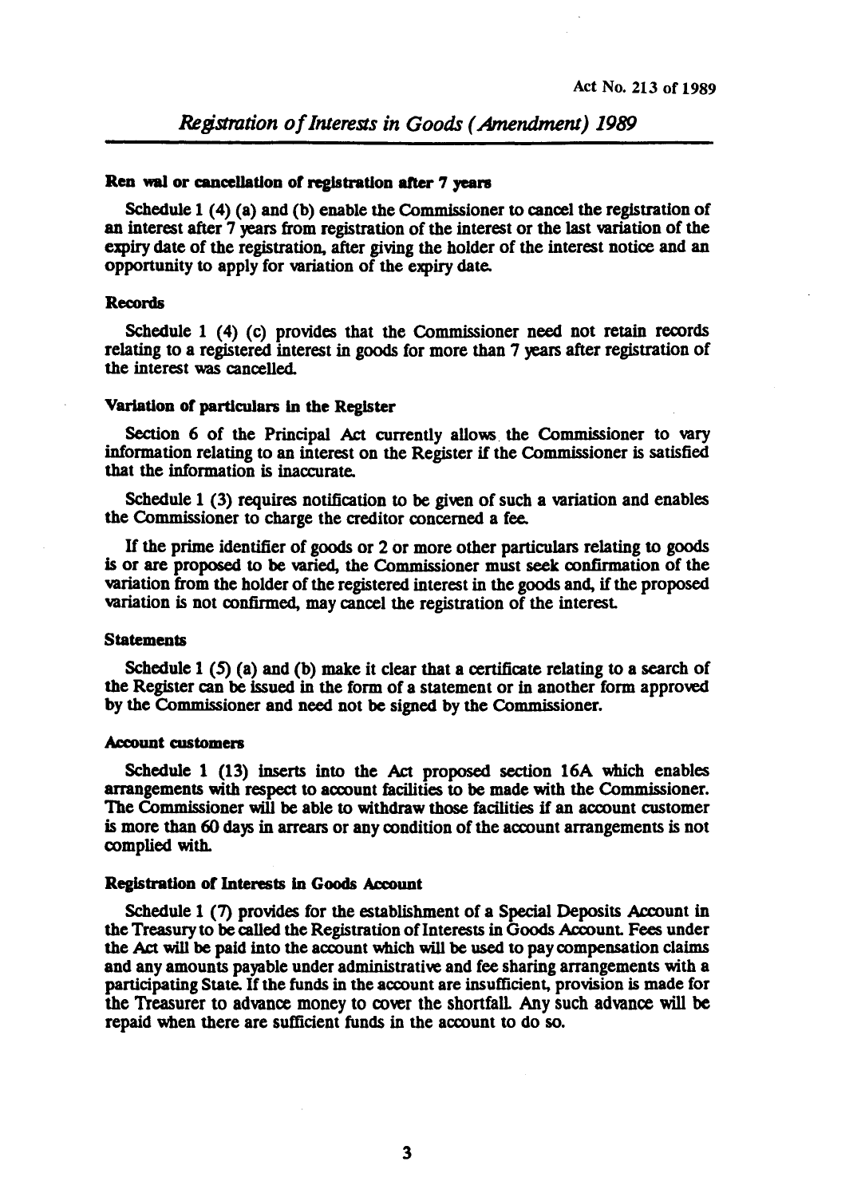**Ren wal or cancellation of registration after 7 years**

Schedule 1 (4) (a) and (b) enable the Commissioner to cancel the registration of an interest after 7 years from registration of the interest or the last variation of the expiry date of the registration, after giving the holder of the interest notice and an opportunity to apply for variation of the expiry date.

**Records**

Schedule 1 (4) (c) provides that the Commissioner need not retain records relating to a registered interest in goods for more than 7 years after registration of the interest was cancelled.

**Variation of particulars in the Register**

Section 6 of the Principal Act currently allows the Commissioner to vary information relating to an interest on the Register if the Commissioner is satisfied that the information is inaccurate.

Schedule 1 (3) requires notification to be given of such a variation and enables the Commissioner to charge the creditor concerned a fee.

If the prime identifier of goods or 2 or more other particulars relating to goods is or are proposed to be varied, the Commissioner must seek confirmation of the variation from the holder of the registered interest in the goods and, if the proposed variation is not confirmed, may cancel the registration of the interest.

**Statements**

Schedule 1 (5) (a) and (b) make it clear that a certificate relating to a search of the Register can be issued in the form of a statement or in another form approved by the Commissioner and need not be signed by the Commissioner.

**Account customers**

Schedule 1 (13) inserts into the Act proposed section 16A which enables arrangements with respect to account facilities to be made with the Commissioner. The Commissioner will be able to withdraw those facilities if an account customer is more than 60 days in arrears or any condition of the account arrangements is not complied with.

**Registration of Interests in Goods Account**

Schedule 1 (7) provides for the establishment of a Special Deposits Account in the Treasury to be called the Registration of Interests in Goods Account. Fees under the Act will be paid into the account which will be used to pay compensation claims and any amounts payable under administrative and fee sharing arrangements with a participating State. If the funds in the account are insufficient, provision is made for the Treasurer to advance money to cover the shortfall. Any such advance will be repaid when there are sufficient funds in the account to do so.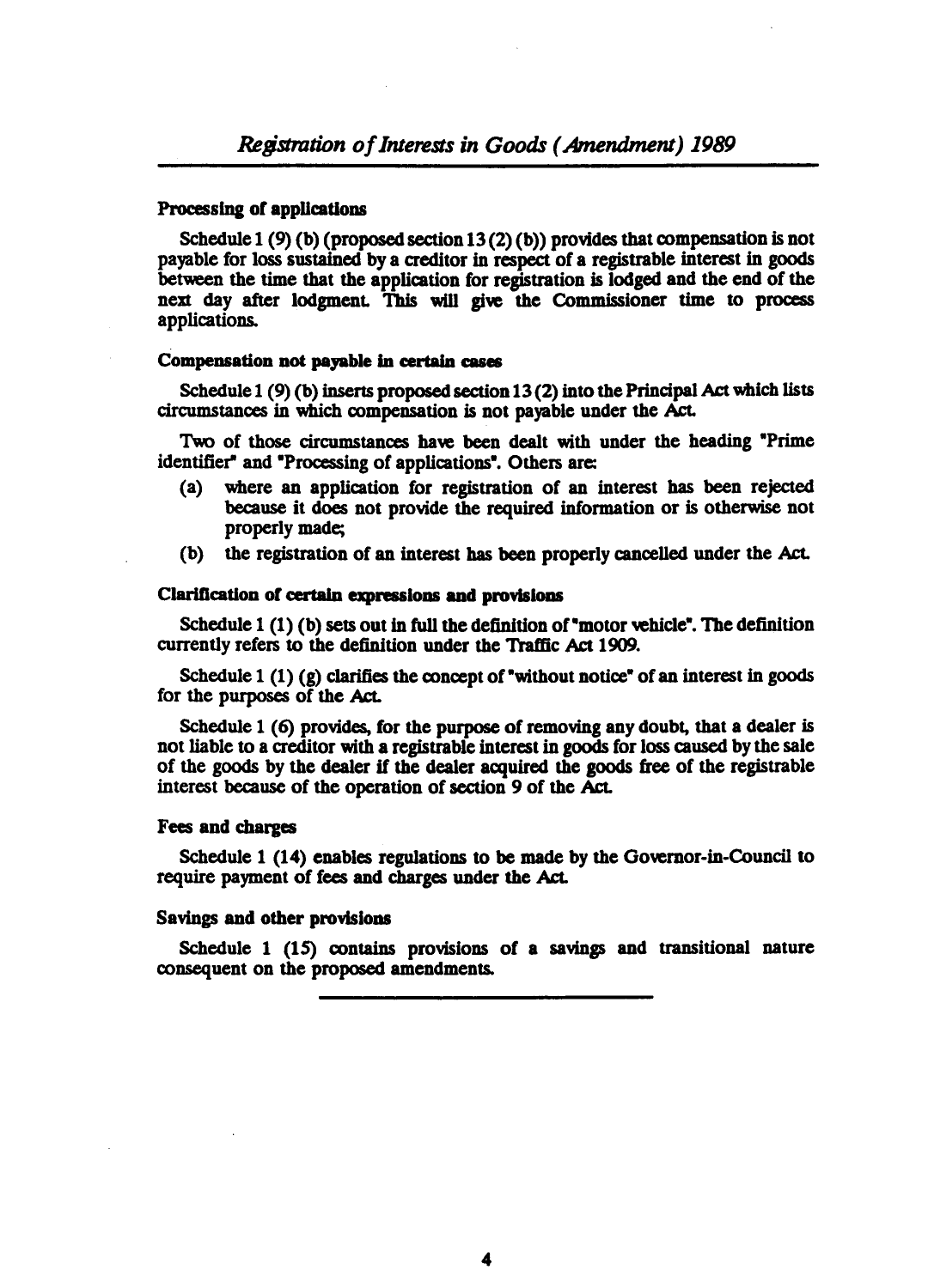### Processing of applications

Schedule 1 (9) (b) (proposed section 13 (2) (b)) provides that compensation is not payable for loss sustained by a creditor in respect of a registrable interest in goods between the time that the application for registration is lodged and the end of the next day after lodgment. This will give the Commissioner time to process applications.

### Compensation not payable in certain cases

Schedule 1 (9) (b) inserts proposed section 13 (2) into the Principal Act which lists circumstances in which compensation is not payable under the Act.

Two of those circumstances have been dealt with under the heading "Prime identifier" and "Processing of applications". Others are:

(a) where an application for registration of an interest has been rejected because it does not provide the required information or is otherwise not properly made;

(b) the registration of an interest has been properly cancelled under the Act.

### Clarification of certain expressions and provisions

Schedule 1 (1) (b) sets out in full the definition of "motor vehicle". The definition currently refers to the definition under the Traffic Act 1909.

Schedule 1 (1) (g) clarifies the concept of "without notice" of an interest in goods for the purposes of the Act.

Schedule 1 (6) provides, for the purpose of removing any doubt, that a dealer is not liable to a creditor with a registrable interest in goods for loss caused by the sale of the goods by the dealer if the dealer acquired the goods free of the registrable interest because of the operation of section 9 of the Act.

### Fees and charges

Schedule 1 (14) enables regulations to be made by the Governor-in-Council to require payment of fees and charges under the Act.

### Savings and other provisions

Schedule 1 (15) contains provisions of a savings and transitional nature consequent on the proposed amendments.